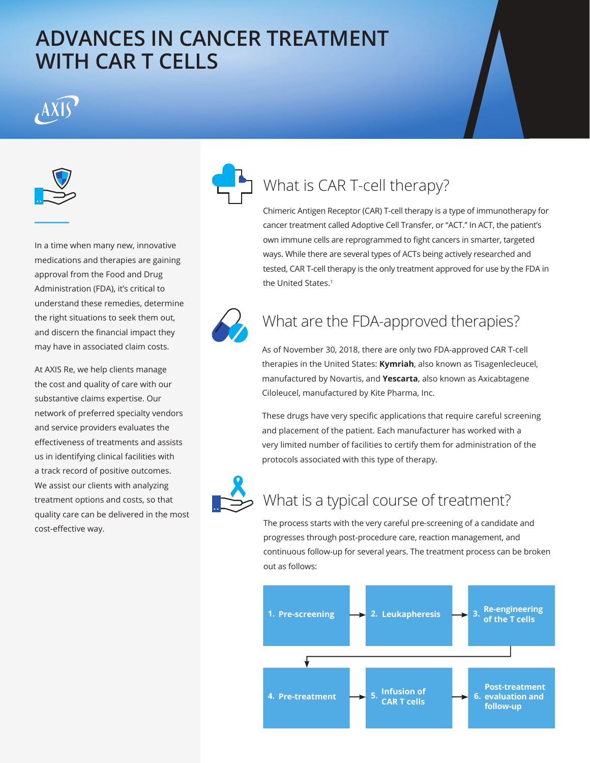# ADVANCES IN CANCER TREATMENT WITH CAR T CELLS

In a time when many new, innovative medications and therapies are gaining approval from the Food and Drug Administration (FDA), it's critical to understand these remedies, determine the right situations to seek them out, and discern the financial impact they may have in associated claim costs.

At AXIS Re, we help clients manage the cost and quality of care with our substantive claims expertise. Our network of preferred specialty vendors and service providers evaluates the effectiveness of treatments and assists us in identifying clinical facilities with a track record of positive outcomes. We assist our clients with analyzing treatment options and costs, so that quality care can be delivered in the most cost-effective way.

## What is CAR T-cell therapy?

Chimeric Antigen Receptor (CAR) T-cell therapy is a type of immunotherapy for cancer treatment called Adoptive Cell Transfer, or "ACT." In ACT, the patient's own immune cells are reprogrammed to fight cancers in smarter, targeted ways. While there are several types of ACTs being actively researched and tested, CAR T-cell therapy is the only treatment approved for use by the FDA in the United States.[1]

## What are the FDA-approved therapies?

As of November 30, 2018, there are only two FDA-approved CAR T-cell therapies in the United States: **Kymriah**, also known as Tisagenlecleucel, manufactured by Novartis, and **Yescarta**, also known as Axicabtagene Ciloleucel, manufactured by Kite Pharma, Inc.

These drugs have very specific applications that require careful screening and placement of the patient. Each manufacturer has worked with a very limited number of facilities to certify them for administration of the protocols associated with this type of therapy.

## What is a typical course of treatment?

The process starts with the very careful pre-screening of a candidate and progresses through post-procedure care, reaction management, and continuous follow-up for several years. The treatment process can be broken out as follows:

1. Pre-screening
2. Leukapheresis
3. Re-engineering of the T cells
4. Pre-treatment
5. Infusion of CAR T cells
6. Post-treatment evaluation and follow-up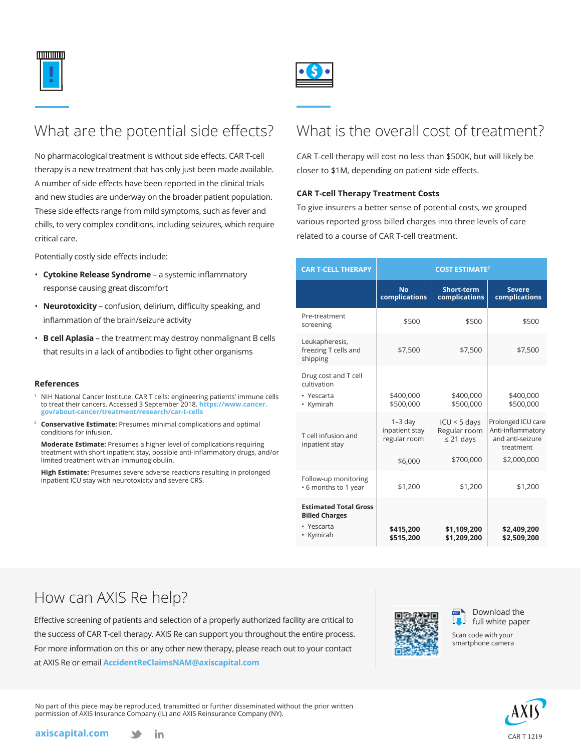## What are the potential side effects?

No pharmacological treatment is without side effects. CAR T-cell therapy is a new treatment that has only just been made available. A number of side effects have been reported in the clinical trials and new studies are underway on the broader patient population. These side effects range from mild symptoms, such as fever and chills, to very complex conditions, including seizures, which require critical care.

Potentially costly side effects include:

- **Cytokine Release Syndrome** – a systemic inflammatory response causing great discomfort
- **Neurotoxicity** – confusion, delirium, difficulty speaking, and inflammation of the brain/seizure activity
- **B cell Aplasia** – the treatment may destroy nonmalignant B cells that results in a lack of antibodies to fight other organisms

### References

1. NIH National Cancer Institute. CAR T cells: engineering patients' immune cells to treat their cancers. Accessed 3 September 2018. https://www.cancer.gov/about-cancer/treatment/research/car-t-cells
2. **Conservative Estimate:** Presumes minimal complications and optimal conditions for infusion.

   **Moderate Estimate:** Presumes a higher level of complications requiring treatment with short inpatient stay, possible anti-inflammatory drugs, and/or limited treatment with an immunoglobulin.

   **High Estimate:** Presumes severe adverse reactions resulting in prolonged inpatient ICU stay with neurotoxicity and severe CRS.

## What is the overall cost of treatment?

CAR T-cell therapy will cost no less than $500K, but will likely be closer to $1M, depending on patient side effects.

### CAR T-cell Therapy Treatment Costs

To give insurers a better sense of potential costs, we grouped various reported gross billed charges into three levels of care related to a course of CAR T-cell treatment.

| CAR T-CELL THERAPY | COST ESTIMATE[2] | | |
|---|---|---|---|
| | No complications | Short-term complications | Severe complications |
| Pre-treatment screening | $500 | $500 | $500 |
| Leukapheresis, freezing T cells and shipping | $7,500 | $7,500 | $7,500 |
| Drug cost and T cell cultivation<br>• Yescarta<br>• Kymirah | $400,000<br>$500,000 | $400,000<br>$500,000 | $400,000<br>$500,000 |
| T cell infusion and inpatient stay | 1–3 day inpatient stay regular room<br>$6,000 | ICU < 5 days Regular room ≤ 21 days<br>$700,000 | Prolonged ICU care Anti-inflammatory and anti-seizure treatment<br>$2,000,000 |
| Follow-up monitoring<br>• 6 months to 1 year | $1,200 | $1,200 | $1,200 |
| **Estimated Total Gross Billed Charges**<br>• Yescarta<br>• Kymirah | **$415,200**<br>**$515,200** | **$1,109,200**<br>**$1,209,200** | **$2,409,200**<br>**$2,509,200** |

## How can AXIS Re help?

Effective screening of patients and selection of a properly authorized facility are critical to the success of CAR T-cell therapy. AXIS Re can support you throughout the entire process. For more information on this or any other new therapy, please reach out to your contact at AXIS Re or email AccidentReClaimsNAM@axiscapital.com

Download the full white paper

Scan code with your smartphone camera

No part of this piece may be reproduced, transmitted or further disseminated without the prior written permission of AXIS Insurance Company (IL) and AXIS Reinsurance Company (NY).

axiscapital.com

CAR T 1219